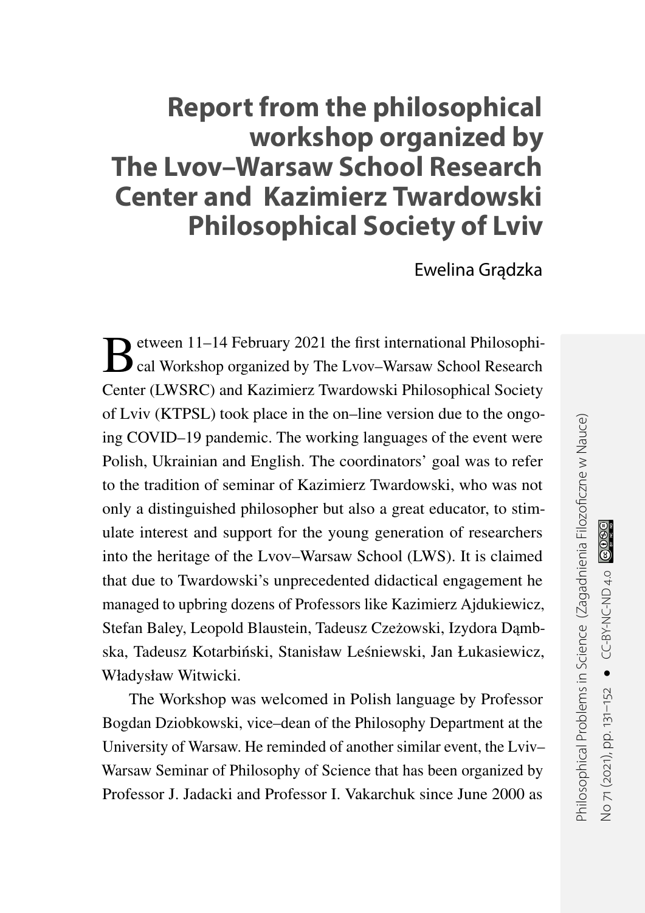# Report from the philosophical workshop organized by The Lvov–Warsaw School Research Center and Kazimierz Twardowski Philosophical Society of Lviv

Ewelina Grądzka

Between 11–14 February 2021 the first international Philosophical Workshop organized by The Lvov–Warsaw School Research Center (LWSRC) and Kazimierz Twardowski Philosophical Society of Lviv (KTPSL) took place in the on–line version due to the ongoing COVID–19 pandemic. The working languages of the event were Polish, Ukrainian and English. The coordinators' goal was to refer to the tradition of seminar of Kazimierz Twardowski, who was not only a distinguished philosopher but also a great educator, to stimulate interest and support for the young generation of researchers into the heritage of the Lvov–Warsaw School (LWS). It is claimed that due to Twardowski's unprecedented didactical engagement he managed to upbring dozens of Professors like Kazimierz Ajdukiewicz, Stefan Baley, Leopold Blaustein, Tadeusz Czeżowski, Izydora Dąmbska, Tadeusz Kotarbiński, Stanisław Leśniewski, Jan Łukasiewicz, Władysław Witwicki.

The Workshop was welcomed in Polish language by Professor Bogdan Dziobkowski, vice–dean of the Philosophy Department at the University of Warsaw. He reminded of another similar event, the Lviv–Warsaw Seminar of Philosophy of Science that has been organized by Professor J. Jadacki and Professor I. Vakarchuk since June 2000 as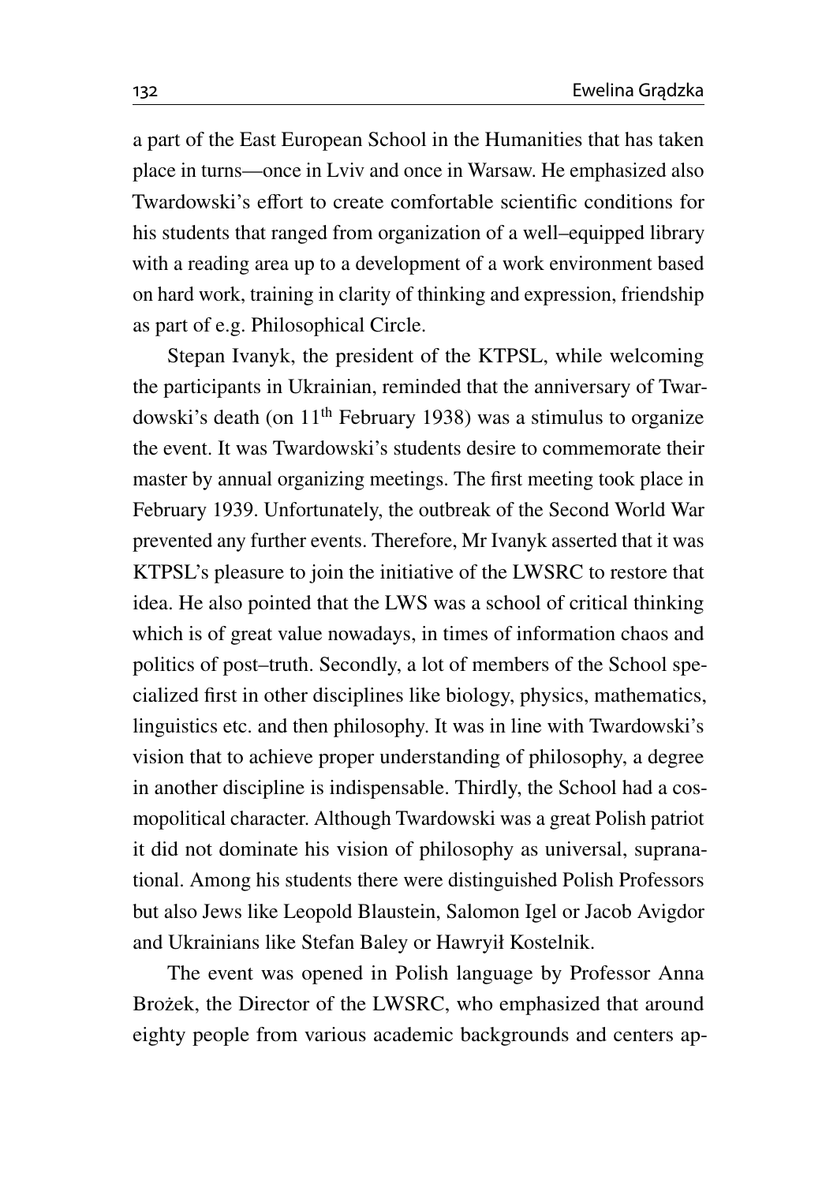a part of the East European School in the Humanities that has taken place in turns—once in Lviv and once in Warsaw. He emphasized also Twardowski's effort to create comfortable scientific conditions for his students that ranged from organization of a well–equipped library with a reading area up to a development of a work environment based on hard work, training in clarity of thinking and expression, friendship as part of e.g. Philosophical Circle.

Stepan Ivanyk, the president of the KTPSL, while welcoming the participants in Ukrainian, reminded that the anniversary of Twardowski's death (on 11th February 1938) was a stimulus to organize the event. It was Twardowski's students desire to commemorate their master by annual organizing meetings. The first meeting took place in February 1939. Unfortunately, the outbreak of the Second World War prevented any further events. Therefore, Mr Ivanyk asserted that it was KTPSL's pleasure to join the initiative of the LWSRC to restore that idea. He also pointed that the LWS was a school of critical thinking which is of great value nowadays, in times of information chaos and politics of post–truth. Secondly, a lot of members of the School specialized first in other disciplines like biology, physics, mathematics, linguistics etc. and then philosophy. It was in line with Twardowski's vision that to achieve proper understanding of philosophy, a degree in another discipline is indispensable. Thirdly, the School had a cosmopolitical character. Although Twardowski was a great Polish patriot it did not dominate his vision of philosophy as universal, supranational. Among his students there were distinguished Polish Professors but also Jews like Leopold Blaustein, Salomon Igel or Jacob Avigdor and Ukrainians like Stefan Baley or Hawryił Kostelnik.

The event was opened in Polish language by Professor Anna Brożek, the Director of the LWSRC, who emphasized that around eighty people from various academic backgrounds and centers ap-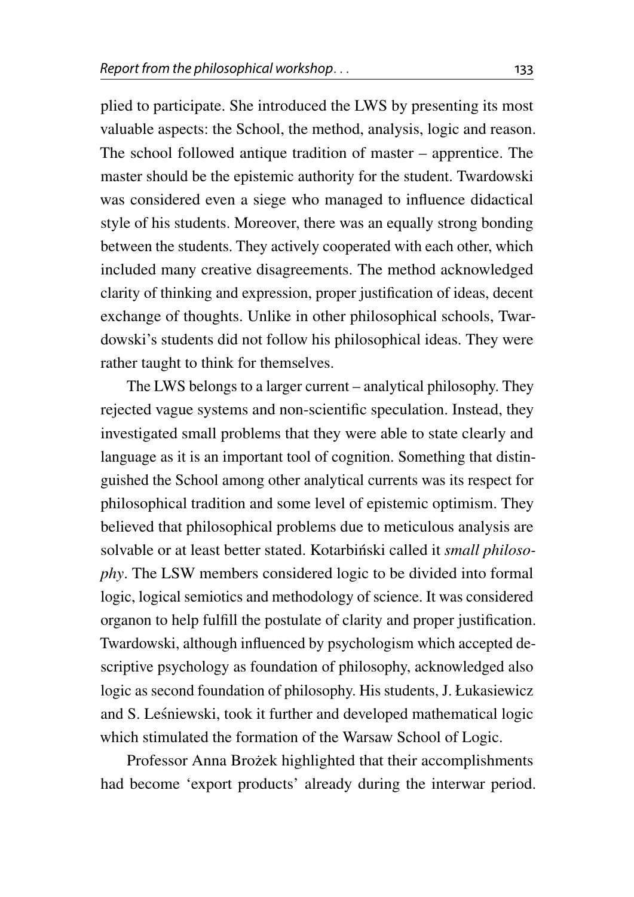plied to participate. She introduced the LWS by presenting its most valuable aspects: the School, the method, analysis, logic and reason. The school followed antique tradition of master – apprentice. The master should be the epistemic authority for the student. Twardowski was considered even a siege who managed to influence didactical style of his students. Moreover, there was an equally strong bonding between the students. They actively cooperated with each other, which included many creative disagreements. The method acknowledged clarity of thinking and expression, proper justification of ideas, decent exchange of thoughts. Unlike in other philosophical schools, Twardowski's students did not follow his philosophical ideas. They were rather taught to think for themselves.

The LWS belongs to a larger current – analytical philosophy. They rejected vague systems and non-scientific speculation. Instead, they investigated small problems that they were able to state clearly and language as it is an important tool of cognition. Something that distinguished the School among other analytical currents was its respect for philosophical tradition and some level of epistemic optimism. They believed that philosophical problems due to meticulous analysis are solvable or at least better stated. Kotarbiński called it *small philosophy*. The LSW members considered logic to be divided into formal logic, logical semiotics and methodology of science. It was considered organon to help fulfill the postulate of clarity and proper justification. Twardowski, although influenced by psychologism which accepted descriptive psychology as foundation of philosophy, acknowledged also logic as second foundation of philosophy. His students, J. Łukasiewicz and S. Leśniewski, took it further and developed mathematical logic which stimulated the formation of the Warsaw School of Logic.

Professor Anna Brożek highlighted that their accomplishments had become 'export products' already during the interwar period.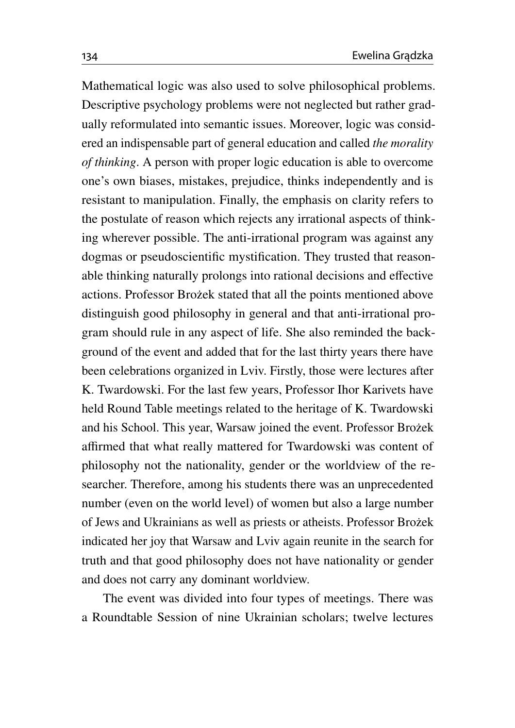Mathematical logic was also used to solve philosophical problems. Descriptive psychology problems were not neglected but rather gradually reformulated into semantic issues. Moreover, logic was considered an indispensable part of general education and called *the morality of thinking*. A person with proper logic education is able to overcome one's own biases, mistakes, prejudice, thinks independently and is resistant to manipulation. Finally, the emphasis on clarity refers to the postulate of reason which rejects any irrational aspects of thinking wherever possible. The anti-irrational program was against any dogmas or pseudoscientific mystification. They trusted that reasonable thinking naturally prolongs into rational decisions and effective actions. Professor Brożek stated that all the points mentioned above distinguish good philosophy in general and that anti-irrational program should rule in any aspect of life. She also reminded the background of the event and added that for the last thirty years there have been celebrations organized in Lviv. Firstly, those were lectures after K. Twardowski. For the last few years, Professor Ihor Karivets have held Round Table meetings related to the heritage of K. Twardowski and his School. This year, Warsaw joined the event. Professor Brożek affirmed that what really mattered for Twardowski was content of philosophy not the nationality, gender or the worldview of the researcher. Therefore, among his students there was an unprecedented number (even on the world level) of women but also a large number of Jews and Ukrainians as well as priests or atheists. Professor Brożek indicated her joy that Warsaw and Lviv again reunite in the search for truth and that good philosophy does not have nationality or gender and does not carry any dominant worldview.

The event was divided into four types of meetings. There was a Roundtable Session of nine Ukrainian scholars; twelve lectures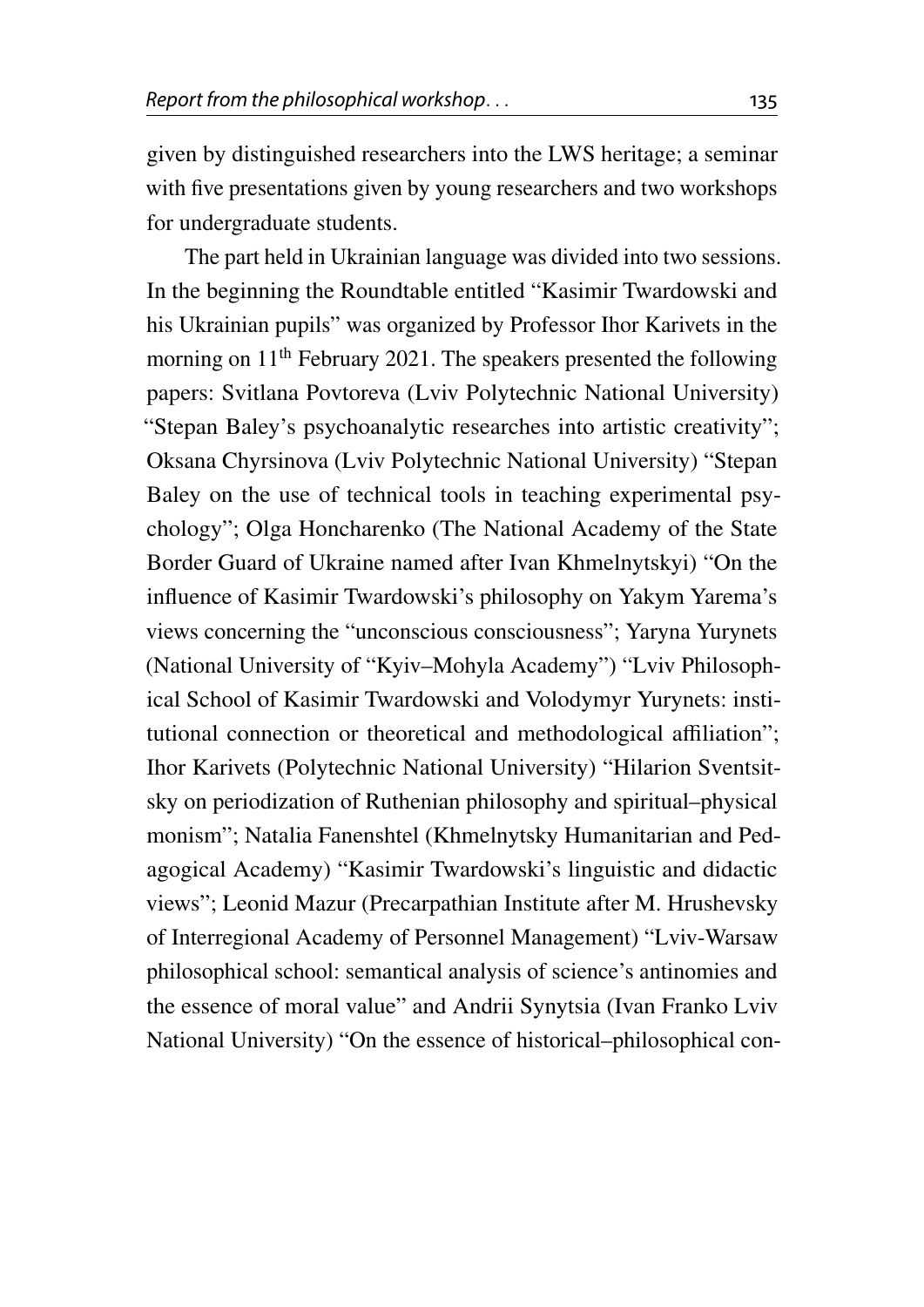given by distinguished researchers into the LWS heritage; a seminar with five presentations given by young researchers and two workshops for undergraduate students.

The part held in Ukrainian language was divided into two sessions. In the beginning the Roundtable entitled "Kasimir Twardowski and his Ukrainian pupils" was organized by Professor Ihor Karivets in the morning on 11th February 2021. The speakers presented the following papers: Svitlana Povtoreva (Lviv Polytechnic National University) "Stepan Baley's psychoanalytic researches into artistic creativity"; Oksana Chyrsinova (Lviv Polytechnic National University) "Stepan Baley on the use of technical tools in teaching experimental psychology"; Olga Honcharenko (The National Academy of the State Border Guard of Ukraine named after Ivan Khmelnytskyi) "On the influence of Kasimir Twardowski's philosophy on Yakym Yarema's views concerning the "unconscious consciousness"; Yaryna Yurynets (National University of "Kyiv–Mohyla Academy") "Lviv Philosophical School of Kasimir Twardowski and Volodymyr Yurynets: institutional connection or theoretical and methodological affiliation"; Ihor Karivets (Polytechnic National University) "Hilarion Sventsitsky on periodization of Ruthenian philosophy and spiritual–physical monism"; Natalia Fanenshtel (Khmelnytsky Humanitarian and Pedagogical Academy) "Kasimir Twardowski's linguistic and didactic views"; Leonid Mazur (Precarpathian Institute after M. Hrushevsky of Interregional Academy of Personnel Management) "Lviv-Warsaw philosophical school: semantical analysis of science's antinomies and the essence of moral value" and Andrii Synytsia (Ivan Franko Lviv National University) "On the essence of historical–philosophical con-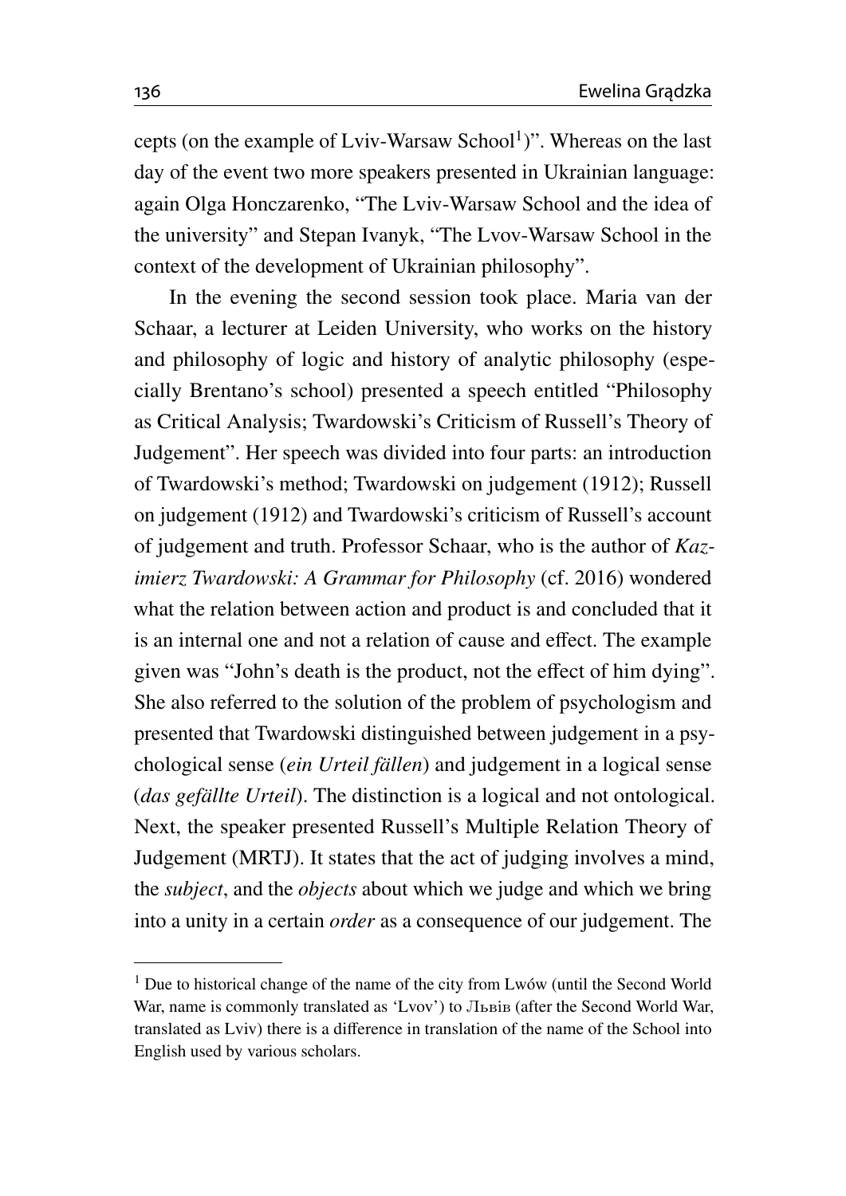cepts (on the example of Lviv-Warsaw School[1])". Whereas on the last day of the event two more speakers presented in Ukrainian language: again Olga Honczarenko, "The Lviv-Warsaw School and the idea of the university" and Stepan Ivanyk, "The Lvov-Warsaw School in the context of the development of Ukrainian philosophy".

In the evening the second session took place. Maria van der Schaar, a lecturer at Leiden University, who works on the history and philosophy of logic and history of analytic philosophy (especially Brentano's school) presented a speech entitled "Philosophy as Critical Analysis; Twardowski's Criticism of Russell's Theory of Judgement". Her speech was divided into four parts: an introduction of Twardowski's method; Twardowski on judgement (1912); Russell on judgement (1912) and Twardowski's criticism of Russell's account of judgement and truth. Professor Schaar, who is the author of *Kazimierz Twardowski: A Grammar for Philosophy* (cf. 2016) wondered what the relation between action and product is and concluded that it is an internal one and not a relation of cause and effect. The example given was "John's death is the product, not the effect of him dying". She also referred to the solution of the problem of psychologism and presented that Twardowski distinguished between judgement in a psychological sense (*ein Urteil fällen*) and judgement in a logical sense (*das gefällte Urteil*). The distinction is a logical and not ontological. Next, the speaker presented Russell's Multiple Relation Theory of Judgement (MRTJ). It states that the act of judging involves a mind, the *subject*, and the *objects* about which we judge and which we bring into a unity in a certain *order* as a consequence of our judgement. The

[1] Due to historical change of the name of the city from Lwów (until the Second World War, name is commonly translated as 'Lvov') to Львів (after the Second World War, translated as Lviv) there is a difference in translation of the name of the School into English used by various scholars.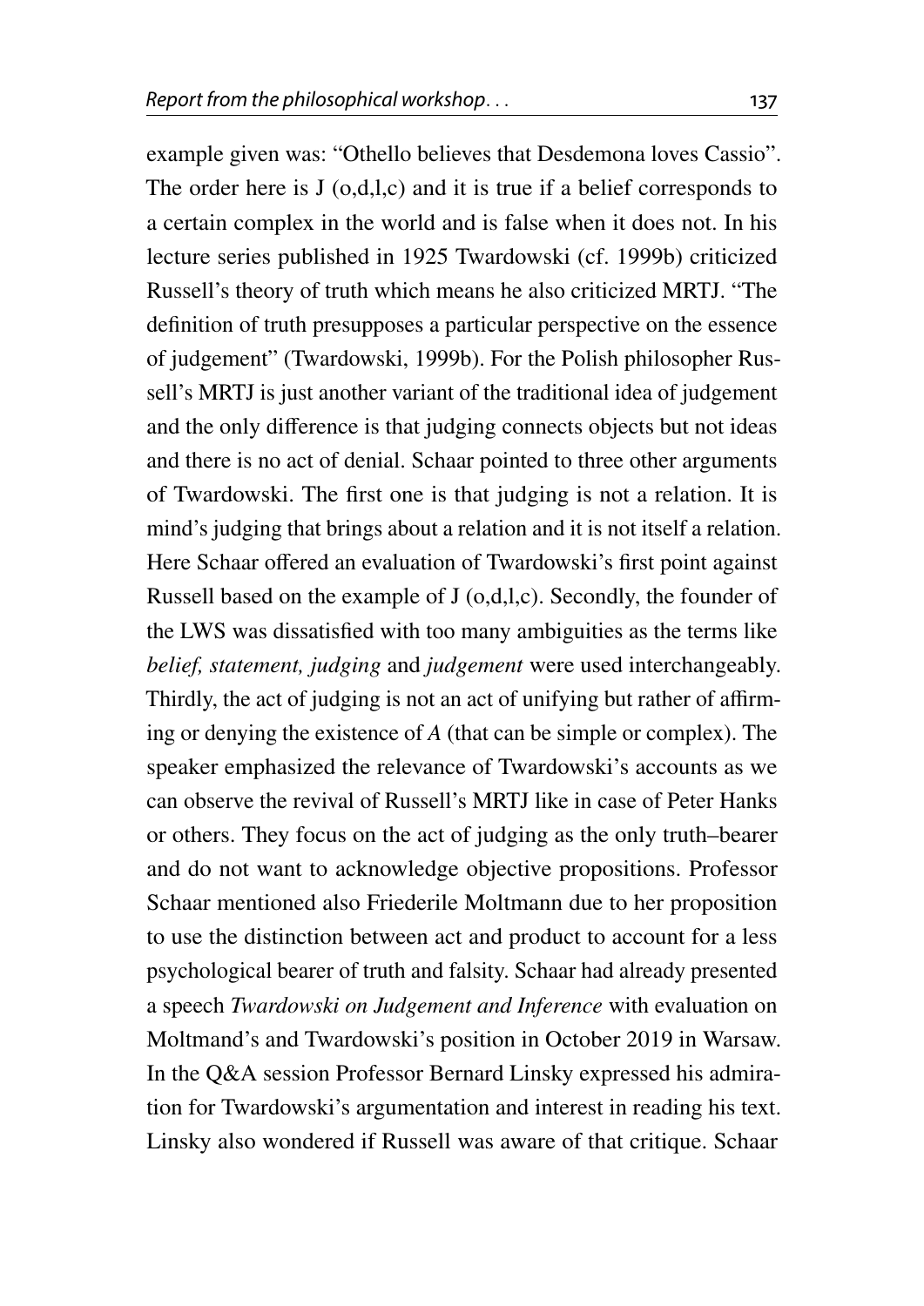example given was: "Othello believes that Desdemona loves Cassio". The order here is J (o,d,l,c) and it is true if a belief corresponds to a certain complex in the world and is false when it does not. In his lecture series published in 1925 Twardowski (cf. 1999b) criticized Russell's theory of truth which means he also criticized MRTJ. "The definition of truth presupposes a particular perspective on the essence of judgement" (Twardowski, 1999b). For the Polish philosopher Russell's MRTJ is just another variant of the traditional idea of judgement and the only difference is that judging connects objects but not ideas and there is no act of denial. Schaar pointed to three other arguments of Twardowski. The first one is that judging is not a relation. It is mind's judging that brings about a relation and it is not itself a relation. Here Schaar offered an evaluation of Twardowski's first point against Russell based on the example of J (o,d,l,c). Secondly, the founder of the LWS was dissatisfied with too many ambiguities as the terms like *belief, statement, judging* and *judgement* were used interchangeably. Thirdly, the act of judging is not an act of unifying but rather of affirming or denying the existence of *A* (that can be simple or complex). The speaker emphasized the relevance of Twardowski's accounts as we can observe the revival of Russell's MRTJ like in case of Peter Hanks or others. They focus on the act of judging as the only truth–bearer and do not want to acknowledge objective propositions. Professor Schaar mentioned also Friederile Moltmann due to her proposition to use the distinction between act and product to account for a less psychological bearer of truth and falsity. Schaar had already presented a speech *Twardowski on Judgement and Inference* with evaluation on Moltmand's and Twardowski's position in October 2019 in Warsaw. In the Q&A session Professor Bernard Linsky expressed his admiration for Twardowski's argumentation and interest in reading his text. Linsky also wondered if Russell was aware of that critique. Schaar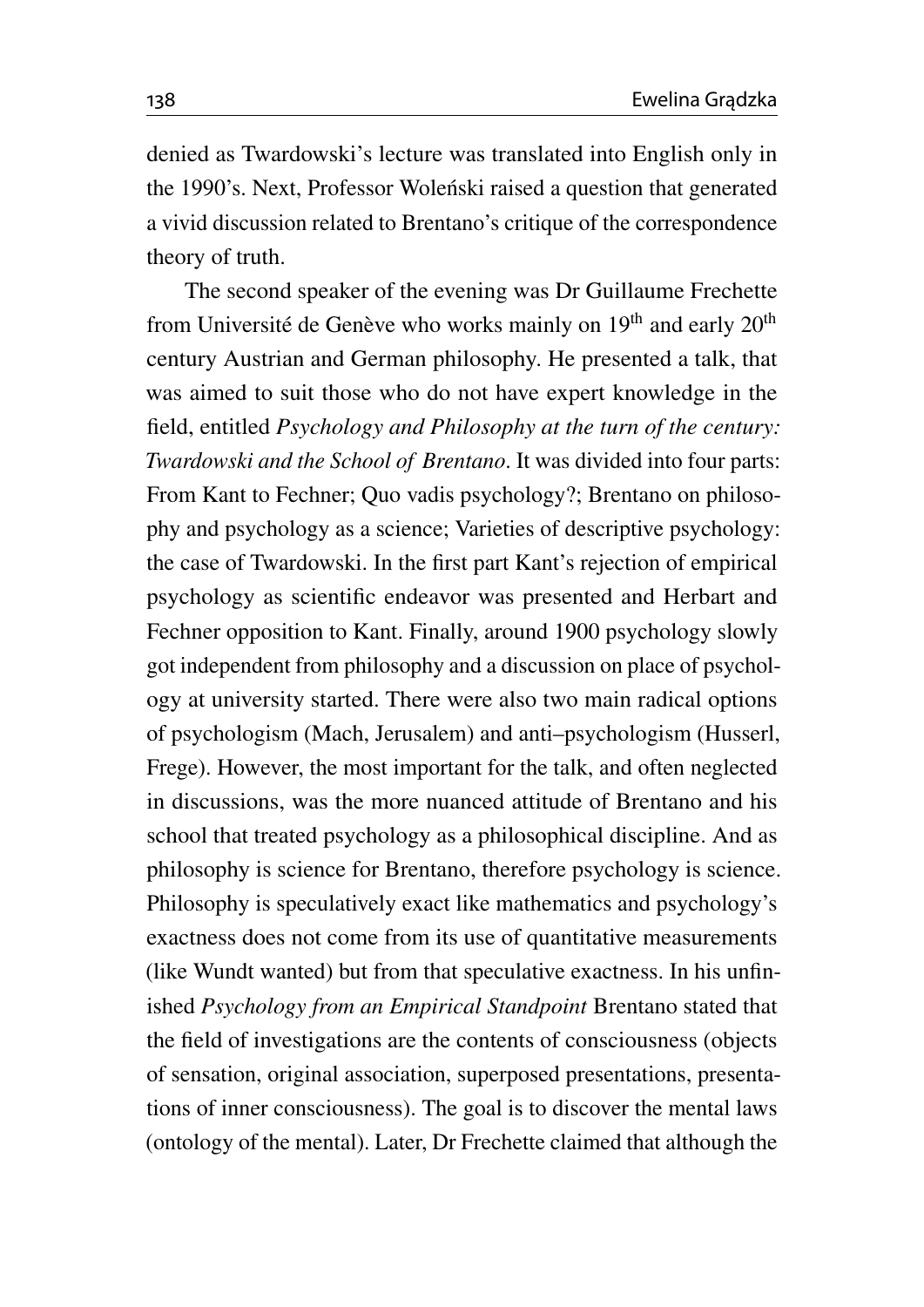denied as Twardowski's lecture was translated into English only in the 1990's. Next, Professor Woleński raised a question that generated a vivid discussion related to Brentano's critique of the correspondence theory of truth.

The second speaker of the evening was Dr Guillaume Frechette from Université de Genève who works mainly on 19th and early 20th century Austrian and German philosophy. He presented a talk, that was aimed to suit those who do not have expert knowledge in the field, entitled *Psychology and Philosophy at the turn of the century: Twardowski and the School of Brentano*. It was divided into four parts: From Kant to Fechner; Quo vadis psychology?; Brentano on philosophy and psychology as a science; Varieties of descriptive psychology: the case of Twardowski. In the first part Kant's rejection of empirical psychology as scientific endeavor was presented and Herbart and Fechner opposition to Kant. Finally, around 1900 psychology slowly got independent from philosophy and a discussion on place of psychology at university started. There were also two main radical options of psychologism (Mach, Jerusalem) and anti–psychologism (Husserl, Frege). However, the most important for the talk, and often neglected in discussions, was the more nuanced attitude of Brentano and his school that treated psychology as a philosophical discipline. And as philosophy is science for Brentano, therefore psychology is science. Philosophy is speculatively exact like mathematics and psychology's exactness does not come from its use of quantitative measurements (like Wundt wanted) but from that speculative exactness. In his unfinished *Psychology from an Empirical Standpoint* Brentano stated that the field of investigations are the contents of consciousness (objects of sensation, original association, superposed presentations, presentations of inner consciousness). The goal is to discover the mental laws (ontology of the mental). Later, Dr Frechette claimed that although the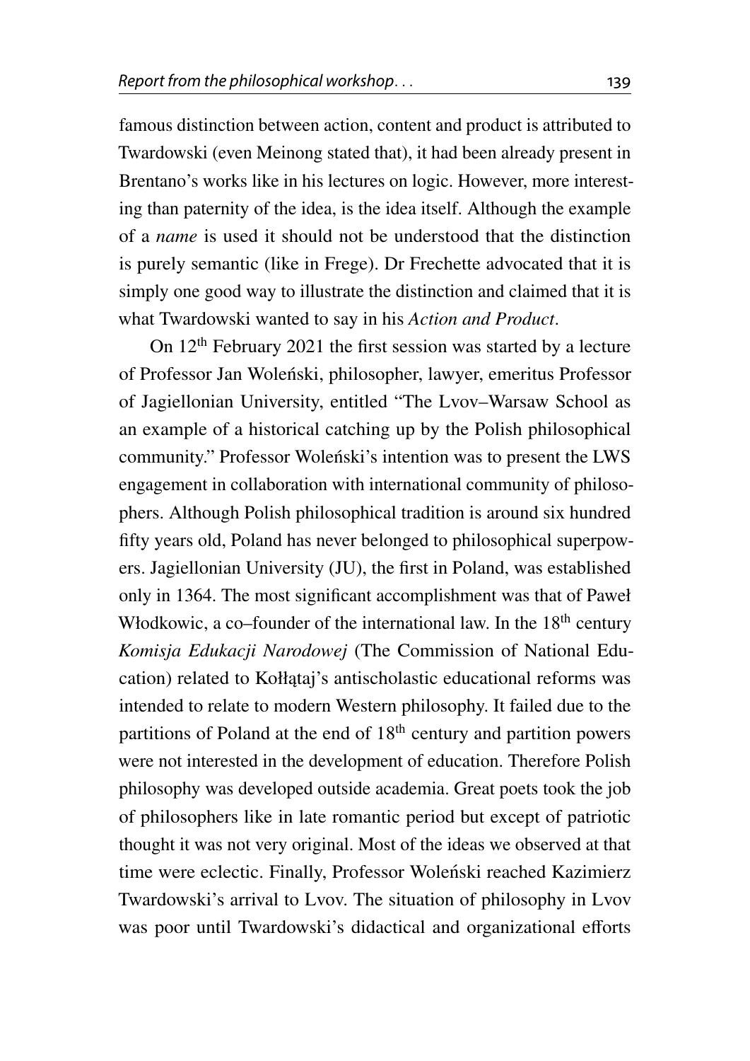famous distinction between action, content and product is attributed to Twardowski (even Meinong stated that), it had been already present in Brentano's works like in his lectures on logic. However, more interesting than paternity of the idea, is the idea itself. Although the example of a *name* is used it should not be understood that the distinction is purely semantic (like in Frege). Dr Frechette advocated that it is simply one good way to illustrate the distinction and claimed that it is what Twardowski wanted to say in his *Action and Product*.

On 12th February 2021 the first session was started by a lecture of Professor Jan Woleński, philosopher, lawyer, emeritus Professor of Jagiellonian University, entitled "The Lvov–Warsaw School as an example of a historical catching up by the Polish philosophical community." Professor Woleński's intention was to present the LWS engagement in collaboration with international community of philosophers. Although Polish philosophical tradition is around six hundred fifty years old, Poland has never belonged to philosophical superpowers. Jagiellonian University (JU), the first in Poland, was established only in 1364. The most significant accomplishment was that of Paweł Włodkowic, a co–founder of the international law. In the 18th century *Komisja Edukacji Narodowej* (The Commission of National Education) related to Kołłątaj's antischolastic educational reforms was intended to relate to modern Western philosophy. It failed due to the partitions of Poland at the end of 18th century and partition powers were not interested in the development of education. Therefore Polish philosophy was developed outside academia. Great poets took the job of philosophers like in late romantic period but except of patriotic thought it was not very original. Most of the ideas we observed at that time were eclectic. Finally, Professor Woleński reached Kazimierz Twardowski's arrival to Lvov. The situation of philosophy in Lvov was poor until Twardowski's didactical and organizational efforts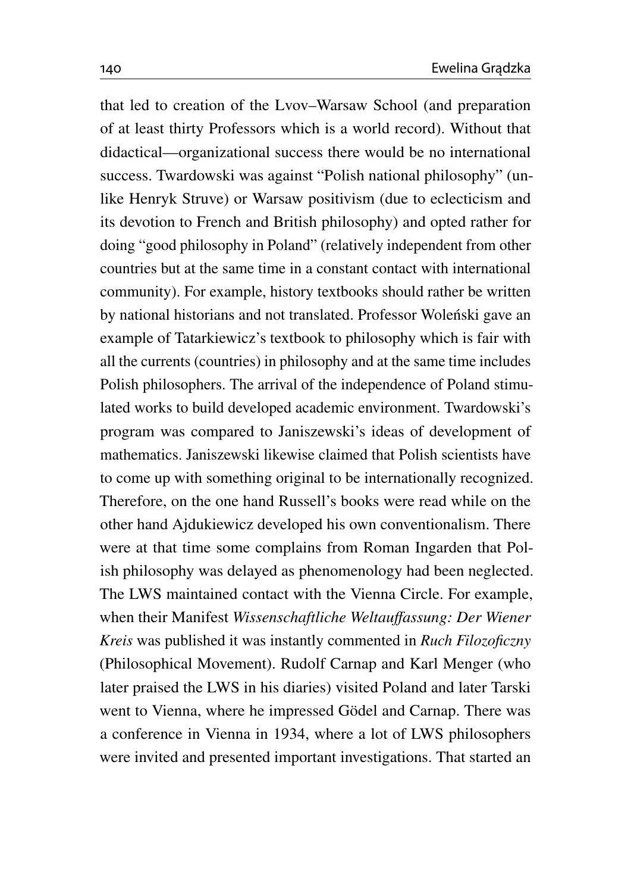that led to creation of the Lvov–Warsaw School (and preparation of at least thirty Professors which is a world record). Without that didactical—organizational success there would be no international success. Twardowski was against "Polish national philosophy" (unlike Henryk Struve) or Warsaw positivism (due to eclecticism and its devotion to French and British philosophy) and opted rather for doing "good philosophy in Poland" (relatively independent from other countries but at the same time in a constant contact with international community). For example, history textbooks should rather be written by national historians and not translated. Professor Woleński gave an example of Tatarkiewicz's textbook to philosophy which is fair with all the currents (countries) in philosophy and at the same time includes Polish philosophers. The arrival of the independence of Poland stimulated works to build developed academic environment. Twardowski's program was compared to Janiszewski's ideas of development of mathematics. Janiszewski likewise claimed that Polish scientists have to come up with something original to be internationally recognized. Therefore, on the one hand Russell's books were read while on the other hand Ajdukiewicz developed his own conventionalism. There were at that time some complains from Roman Ingarden that Polish philosophy was delayed as phenomenology had been neglected. The LWS maintained contact with the Vienna Circle. For example, when their Manifest *Wissenschaftliche Weltauffassung: Der Wiener Kreis* was published it was instantly commented in *Ruch Filozoficzny* (Philosophical Movement). Rudolf Carnap and Karl Menger (who later praised the LWS in his diaries) visited Poland and later Tarski went to Vienna, where he impressed Gödel and Carnap. There was a conference in Vienna in 1934, where a lot of LWS philosophers were invited and presented important investigations. That started an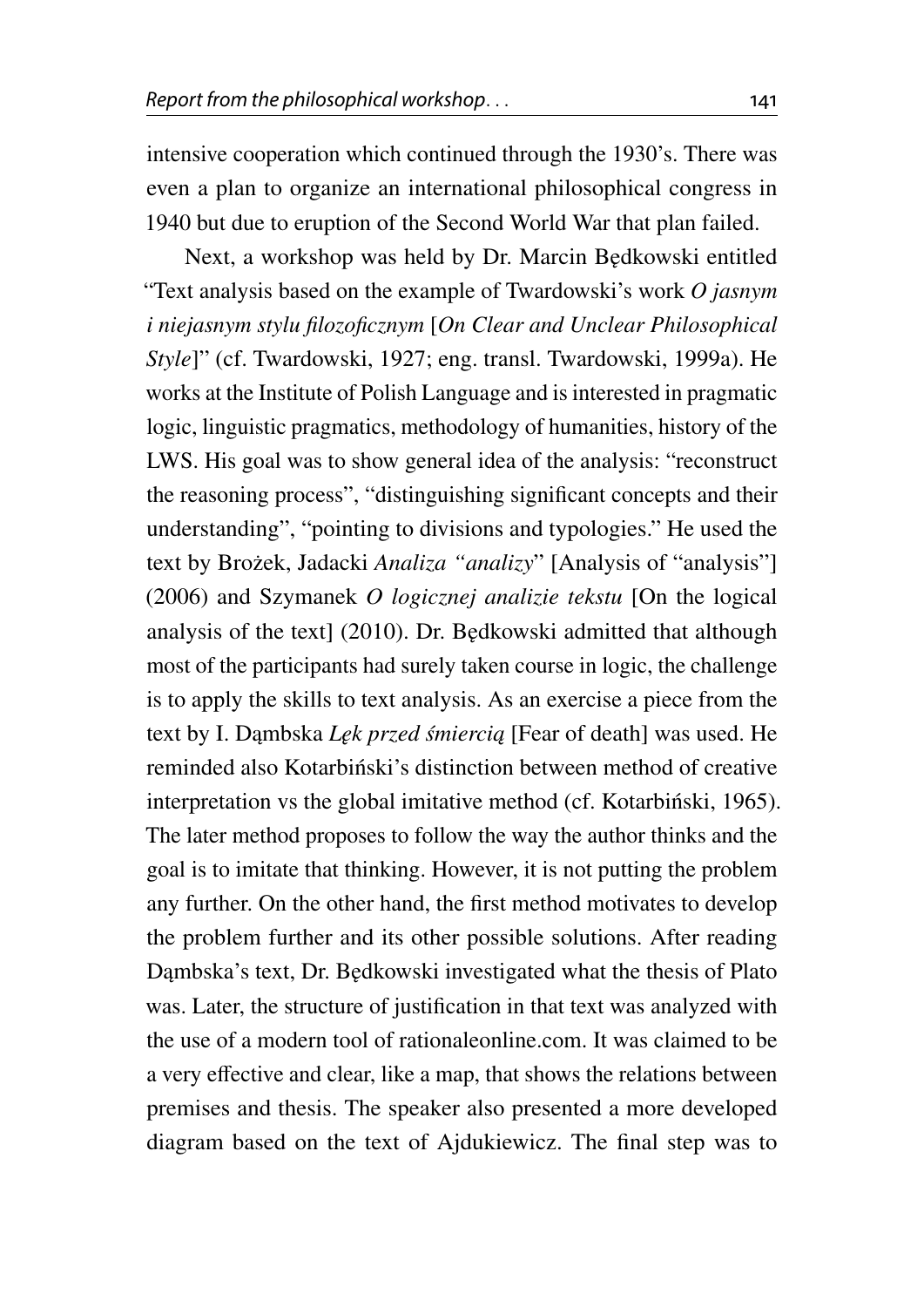intensive cooperation which continued through the 1930's. There was even a plan to organize an international philosophical congress in 1940 but due to eruption of the Second World War that plan failed.

Next, a workshop was held by Dr. Marcin Będkowski entitled "Text analysis based on the example of Twardowski's work *O jasnym i niejasnym stylu filozoficznym* [*On Clear and Unclear Philosophical Style*]" (cf. Twardowski, 1927; eng. transl. Twardowski, 1999a). He works at the Institute of Polish Language and is interested in pragmatic logic, linguistic pragmatics, methodology of humanities, history of the LWS. His goal was to show general idea of the analysis: "reconstruct the reasoning process", "distinguishing significant concepts and their understanding", "pointing to divisions and typologies." He used the text by Brożek, Jadacki *Analiza "analizy"* [Analysis of "analysis"] (2006) and Szymanek *O logicznej analizie tekstu* [On the logical analysis of the text] (2010). Dr. Będkowski admitted that although most of the participants had surely taken course in logic, the challenge is to apply the skills to text analysis. As an exercise a piece from the text by I. Dąmbska *Lęk przed śmiercią* [Fear of death] was used. He reminded also Kotarbiński's distinction between method of creative interpretation vs the global imitative method (cf. Kotarbiński, 1965). The later method proposes to follow the way the author thinks and the goal is to imitate that thinking. However, it is not putting the problem any further. On the other hand, the first method motivates to develop the problem further and its other possible solutions. After reading Dąmbska's text, Dr. Będkowski investigated what the thesis of Plato was. Later, the structure of justification in that text was analyzed with the use of a modern tool of rationaleonline.com. It was claimed to be a very effective and clear, like a map, that shows the relations between premises and thesis. The speaker also presented a more developed diagram based on the text of Ajdukiewicz. The final step was to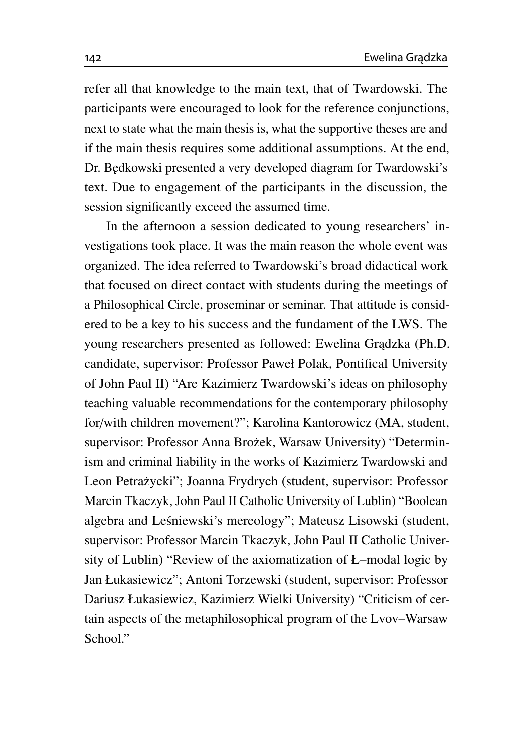refer all that knowledge to the main text, that of Twardowski. The participants were encouraged to look for the reference conjunctions, next to state what the main thesis is, what the supportive theses are and if the main thesis requires some additional assumptions. At the end, Dr. Będkowski presented a very developed diagram for Twardowski's text. Due to engagement of the participants in the discussion, the session significantly exceed the assumed time.

In the afternoon a session dedicated to young researchers' investigations took place. It was the main reason the whole event was organized. The idea referred to Twardowski's broad didactical work that focused on direct contact with students during the meetings of a Philosophical Circle, proseminar or seminar. That attitude is considered to be a key to his success and the fundament of the LWS. The young researchers presented as followed: Ewelina Grądzka (Ph.D. candidate, supervisor: Professor Paweł Polak, Pontifical University of John Paul II) "Are Kazimierz Twardowski's ideas on philosophy teaching valuable recommendations for the contemporary philosophy for/with children movement?"; Karolina Kantorowicz (MA, student, supervisor: Professor Anna Brożek, Warsaw University) "Determinism and criminal liability in the works of Kazimierz Twardowski and Leon Petrażycki"; Joanna Frydrych (student, supervisor: Professor Marcin Tkaczyk, John Paul II Catholic University of Lublin) "Boolean algebra and Leśniewski's mereology"; Mateusz Lisowski (student, supervisor: Professor Marcin Tkaczyk, John Paul II Catholic University of Lublin) "Review of the axiomatization of Ł–modal logic by Jan Łukasiewicz"; Antoni Torzewski (student, supervisor: Professor Dariusz Łukasiewicz, Kazimierz Wielki University) "Criticism of certain aspects of the metaphilosophical program of the Lvov–Warsaw School."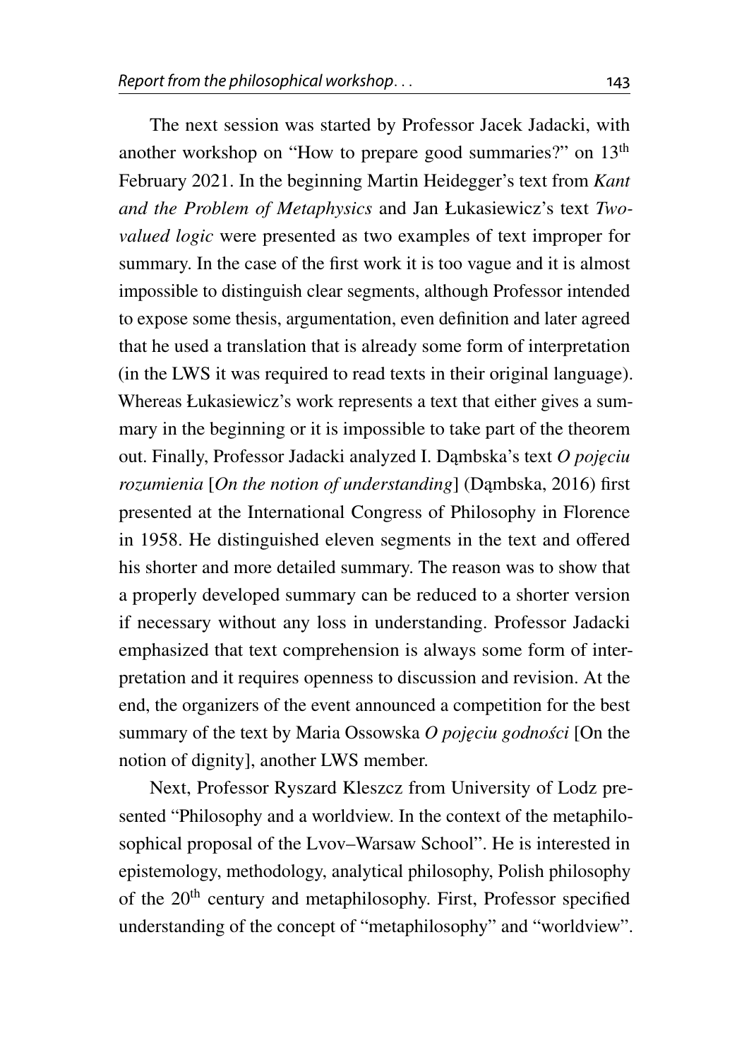The next session was started by Professor Jacek Jadacki, with another workshop on "How to prepare good summaries?" on 13th February 2021. In the beginning Martin Heidegger's text from *Kant and the Problem of Metaphysics* and Jan Łukasiewicz's text *Two-valued logic* were presented as two examples of text improper for summary. In the case of the first work it is too vague and it is almost impossible to distinguish clear segments, although Professor intended to expose some thesis, argumentation, even definition and later agreed that he used a translation that is already some form of interpretation (in the LWS it was required to read texts in their original language). Whereas Łukasiewicz's work represents a text that either gives a summary in the beginning or it is impossible to take part of the theorem out. Finally, Professor Jadacki analyzed I. Dąmbska's text *O pojęciu rozumienia* [*On the notion of understanding*] (Dąmbska, 2016) first presented at the International Congress of Philosophy in Florence in 1958. He distinguished eleven segments in the text and offered his shorter and more detailed summary. The reason was to show that a properly developed summary can be reduced to a shorter version if necessary without any loss in understanding. Professor Jadacki emphasized that text comprehension is always some form of interpretation and it requires openness to discussion and revision. At the end, the organizers of the event announced a competition for the best summary of the text by Maria Ossowska *O pojęciu godności* [On the notion of dignity], another LWS member.

Next, Professor Ryszard Kleszcz from University of Lodz presented "Philosophy and a worldview. In the context of the metaphilosophical proposal of the Lvov–Warsaw School". He is interested in epistemology, methodology, analytical philosophy, Polish philosophy of the 20th century and metaphilosophy. First, Professor specified understanding of the concept of "metaphilosophy" and "worldview".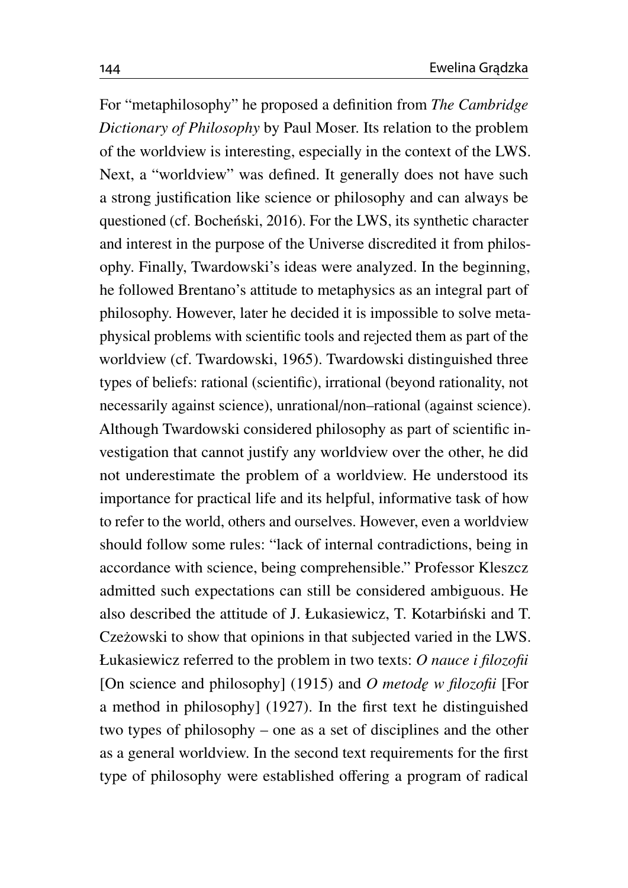For "metaphilosophy" he proposed a definition from *The Cambridge Dictionary of Philosophy* by Paul Moser. Its relation to the problem of the worldview is interesting, especially in the context of the LWS. Next, a "worldview" was defined. It generally does not have such a strong justification like science or philosophy and can always be questioned (cf. Bocheński, 2016). For the LWS, its synthetic character and interest in the purpose of the Universe discredited it from philosophy. Finally, Twardowski's ideas were analyzed. In the beginning, he followed Brentano's attitude to metaphysics as an integral part of philosophy. However, later he decided it is impossible to solve metaphysical problems with scientific tools and rejected them as part of the worldview (cf. Twardowski, 1965). Twardowski distinguished three types of beliefs: rational (scientific), irrational (beyond rationality, not necessarily against science), unrational/non–rational (against science). Although Twardowski considered philosophy as part of scientific investigation that cannot justify any worldview over the other, he did not underestimate the problem of a worldview. He understood its importance for practical life and its helpful, informative task of how to refer to the world, others and ourselves. However, even a worldview should follow some rules: "lack of internal contradictions, being in accordance with science, being comprehensible." Professor Kleszcz admitted such expectations can still be considered ambiguous. He also described the attitude of J. Łukasiewicz, T. Kotarbiński and T. Czeżowski to show that opinions in that subjected varied in the LWS. Łukasiewicz referred to the problem in two texts: *O nauce i filozofii* [On science and philosophy] (1915) and *O metodę w filozofii* [For a method in philosophy] (1927). In the first text he distinguished two types of philosophy – one as a set of disciplines and the other as a general worldview. In the second text requirements for the first type of philosophy were established offering a program of radical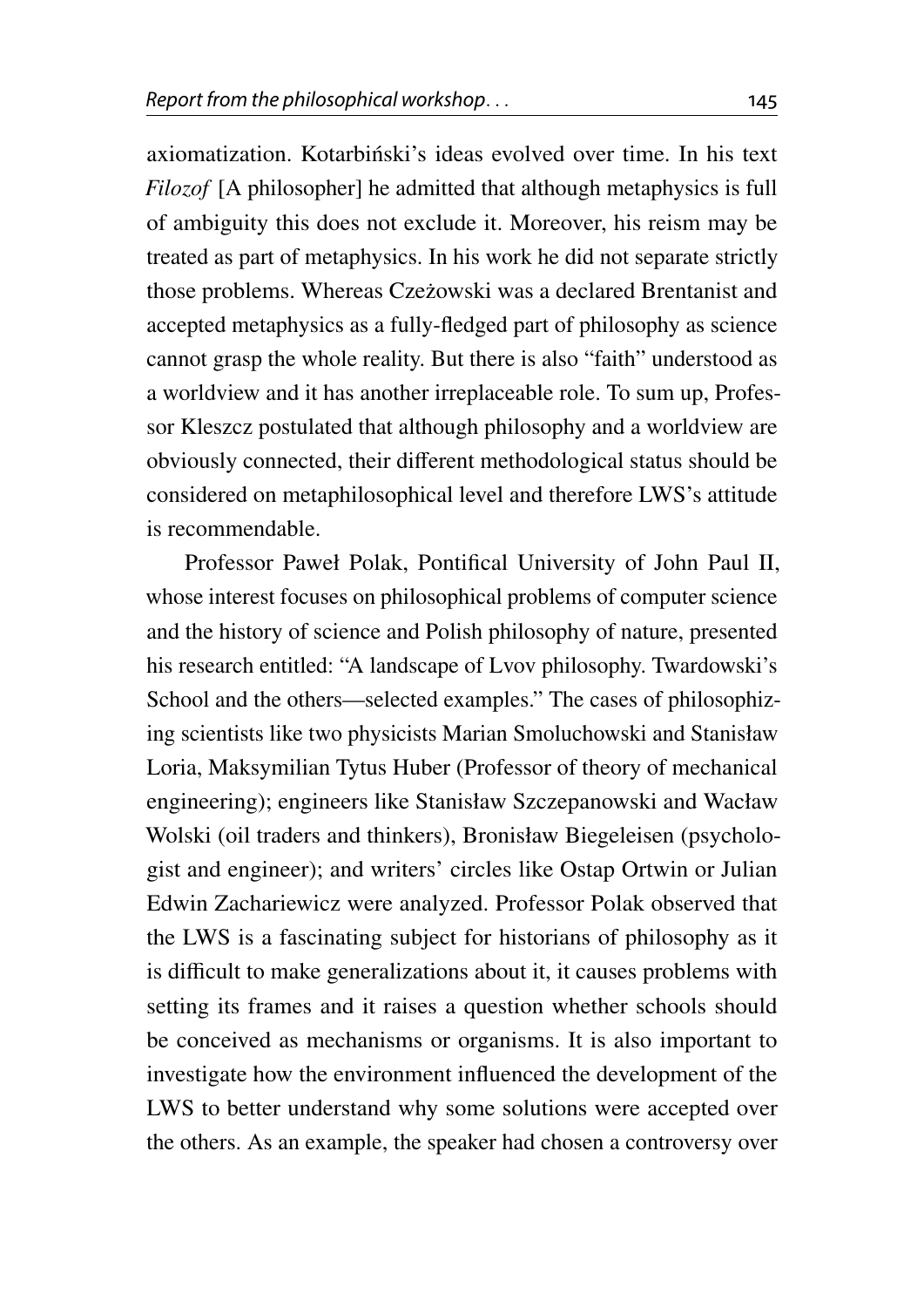axiomatization. Kotarbiński's ideas evolved over time. In his text *Filozof* [A philosopher] he admitted that although metaphysics is full of ambiguity this does not exclude it. Moreover, his reism may be treated as part of metaphysics. In his work he did not separate strictly those problems. Whereas Czeżowski was a declared Brentanist and accepted metaphysics as a fully-fledged part of philosophy as science cannot grasp the whole reality. But there is also "faith" understood as a worldview and it has another irreplaceable role. To sum up, Professor Kleszcz postulated that although philosophy and a worldview are obviously connected, their different methodological status should be considered on metaphilosophical level and therefore LWS's attitude is recommendable.

Professor Paweł Polak, Pontifical University of John Paul II, whose interest focuses on philosophical problems of computer science and the history of science and Polish philosophy of nature, presented his research entitled: "A landscape of Lvov philosophy. Twardowski's School and the others—selected examples." The cases of philosophizing scientists like two physicists Marian Smoluchowski and Stanisław Loria, Maksymilian Tytus Huber (Professor of theory of mechanical engineering); engineers like Stanisław Szczepanowski and Wacław Wolski (oil traders and thinkers), Bronisław Biegeleisen (psychologist and engineer); and writers' circles like Ostap Ortwin or Julian Edwin Zachariewicz were analyzed. Professor Polak observed that the LWS is a fascinating subject for historians of philosophy as it is difficult to make generalizations about it, it causes problems with setting its frames and it raises a question whether schools should be conceived as mechanisms or organisms. It is also important to investigate how the environment influenced the development of the LWS to better understand why some solutions were accepted over the others. As an example, the speaker had chosen a controversy over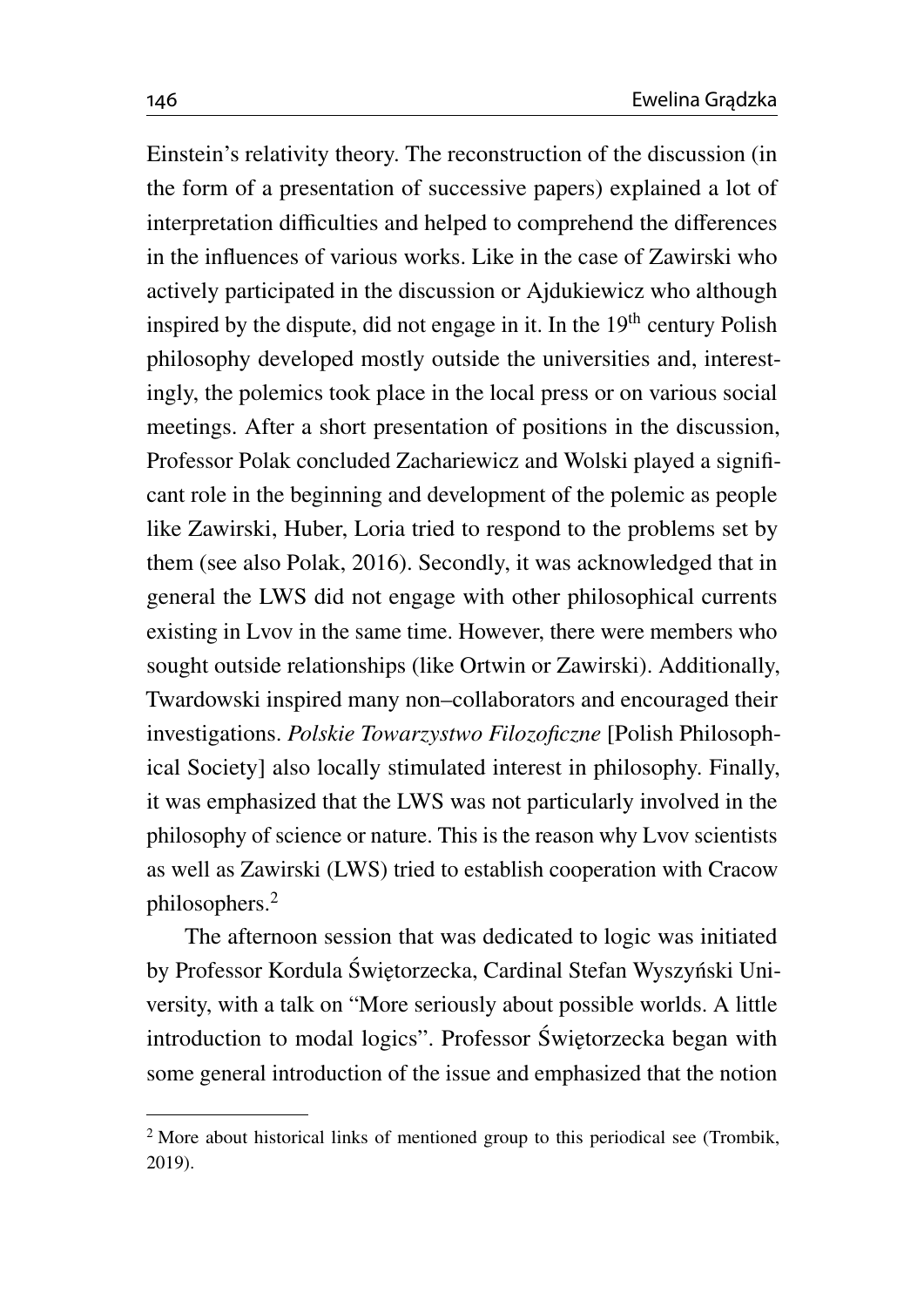Einstein's relativity theory. The reconstruction of the discussion (in the form of a presentation of successive papers) explained a lot of interpretation difficulties and helped to comprehend the differences in the influences of various works. Like in the case of Zawirski who actively participated in the discussion or Ajdukiewicz who although inspired by the dispute, did not engage in it. In the $19^{th}$ century Polish philosophy developed mostly outside the universities and, interestingly, the polemics took place in the local press or on various social meetings. After a short presentation of positions in the discussion, Professor Polak concluded Zachariewicz and Wolski played a significant role in the beginning and development of the polemic as people like Zawirski, Huber, Loria tried to respond to the problems set by them (see also Polak, 2016). Secondly, it was acknowledged that in general the LWS did not engage with other philosophical currents existing in Lvov in the same time. However, there were members who sought outside relationships (like Ortwin or Zawirski). Additionally, Twardowski inspired many non–collaborators and encouraged their investigations. *Polskie Towarzystwo Filozoficzne* [Polish Philosophical Society] also locally stimulated interest in philosophy. Finally, it was emphasized that the LWS was not particularly involved in the philosophy of science or nature. This is the reason why Lvov scientists as well as Zawirski (LWS) tried to establish cooperation with Cracow philosophers.[2]

The afternoon session that was dedicated to logic was initiated by Professor Kordula Świętorzecka, Cardinal Stefan Wyszyński University, with a talk on "More seriously about possible worlds. A little introduction to modal logics". Professor Świętorzecka began with some general introduction of the issue and emphasized that the notion

---

[2] More about historical links of mentioned group to this periodical see (Trombik, 2019).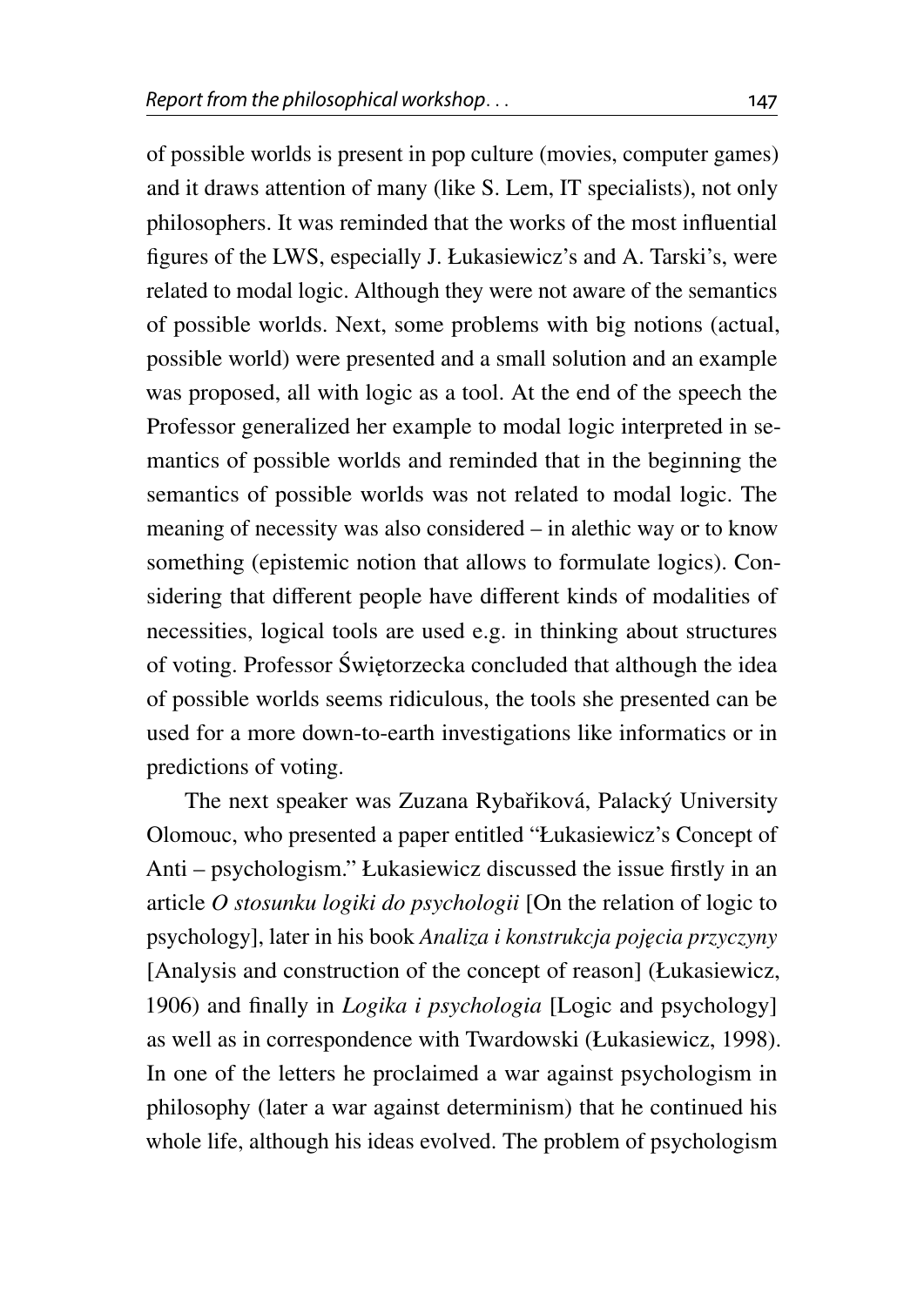of possible worlds is present in pop culture (movies, computer games) and it draws attention of many (like S. Lem, IT specialists), not only philosophers. It was reminded that the works of the most influential figures of the LWS, especially J. Łukasiewicz's and A. Tarski's, were related to modal logic. Although they were not aware of the semantics of possible worlds. Next, some problems with big notions (actual, possible world) were presented and a small solution and an example was proposed, all with logic as a tool. At the end of the speech the Professor generalized her example to modal logic interpreted in semantics of possible worlds and reminded that in the beginning the semantics of possible worlds was not related to modal logic. The meaning of necessity was also considered – in alethic way or to know something (epistemic notion that allows to formulate logics). Considering that different people have different kinds of modalities of necessities, logical tools are used e.g. in thinking about structures of voting. Professor Świętorzecka concluded that although the idea of possible worlds seems ridiculous, the tools she presented can be used for a more down-to-earth investigations like informatics or in predictions of voting.

The next speaker was Zuzana Rybaříková, Palacký University Olomouc, who presented a paper entitled "Łukasiewicz's Concept of Anti – psychologism." Łukasiewicz discussed the issue firstly in an article *O stosunku logiki do psychologii* [On the relation of logic to psychology], later in his book *Analiza i konstrukcja pojęcia przyczyny* [Analysis and construction of the concept of reason] (Łukasiewicz, 1906) and finally in *Logika i psychologia* [Logic and psychology] as well as in correspondence with Twardowski (Łukasiewicz, 1998). In one of the letters he proclaimed a war against psychologism in philosophy (later a war against determinism) that he continued his whole life, although his ideas evolved. The problem of psychologism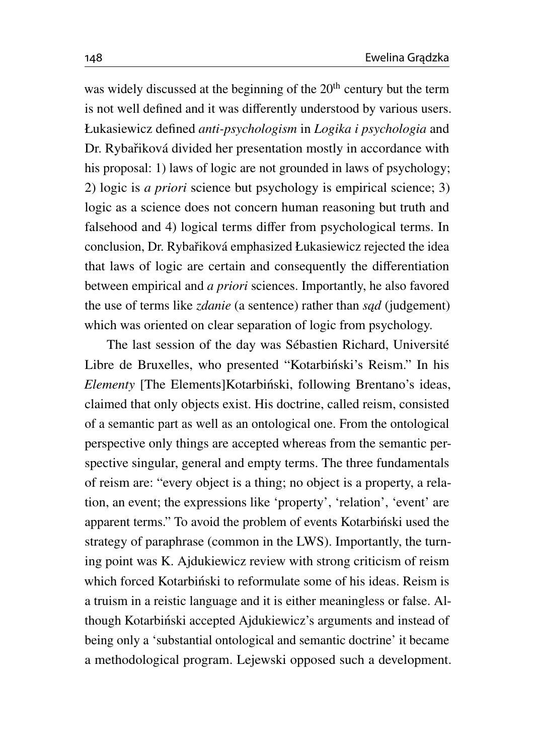was widely discussed at the beginning of the 20th century but the term is not well defined and it was differently understood by various users. Łukasiewicz defined *anti-psychologism* in *Logika i psychologia* and Dr. Rybaříková divided her presentation mostly in accordance with his proposal: 1) laws of logic are not grounded in laws of psychology; 2) logic is *a priori* science but psychology is empirical science; 3) logic as a science does not concern human reasoning but truth and falsehood and 4) logical terms differ from psychological terms. In conclusion, Dr. Rybaříková emphasized Łukasiewicz rejected the idea that laws of logic are certain and consequently the differentiation between empirical and *a priori* sciences. Importantly, he also favored the use of terms like *zdanie* (a sentence) rather than *sąd* (judgement) which was oriented on clear separation of logic from psychology.

The last session of the day was Sébastien Richard, Université Libre de Bruxelles, who presented "Kotarbiński's Reism." In his *Elementy* [The Elements]Kotarbiński, following Brentano's ideas, claimed that only objects exist. His doctrine, called reism, consisted of a semantic part as well as an ontological one. From the ontological perspective only things are accepted whereas from the semantic perspective singular, general and empty terms. The three fundamentals of reism are: "every object is a thing; no object is a property, a relation, an event; the expressions like 'property', 'relation', 'event' are apparent terms." To avoid the problem of events Kotarbiński used the strategy of paraphrase (common in the LWS). Importantly, the turning point was K. Ajdukiewicz review with strong criticism of reism which forced Kotarbiński to reformulate some of his ideas. Reism is a truism in a reistic language and it is either meaningless or false. Although Kotarbiński accepted Ajdukiewicz's arguments and instead of being only a 'substantial ontological and semantic doctrine' it became a methodological program. Lejewski opposed such a development.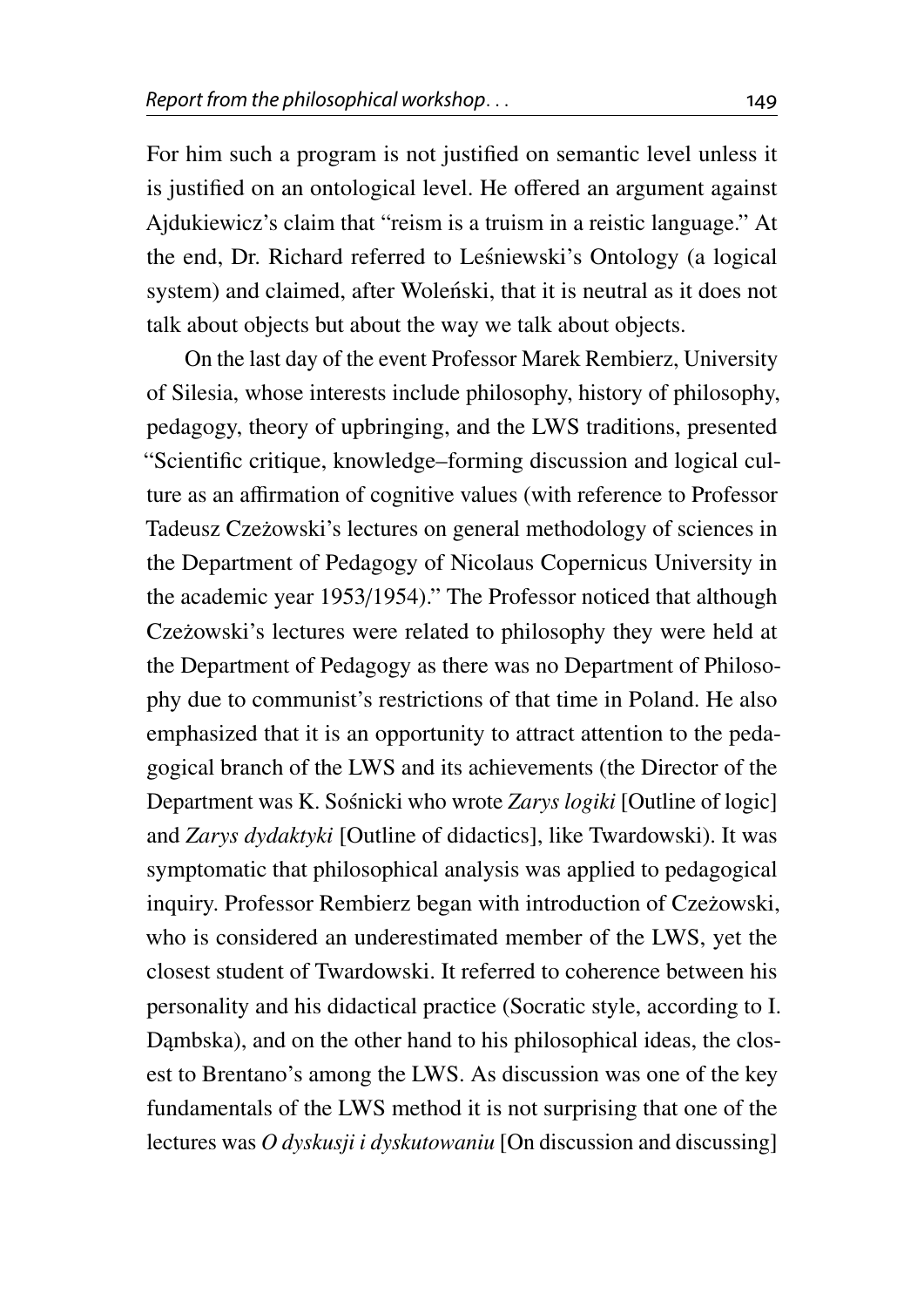For him such a program is not justified on semantic level unless it is justified on an ontological level. He offered an argument against Ajdukiewicz's claim that "reism is a truism in a reistic language." At the end, Dr. Richard referred to Leśniewski's Ontology (a logical system) and claimed, after Woleński, that it is neutral as it does not talk about objects but about the way we talk about objects.

On the last day of the event Professor Marek Rembierz, University of Silesia, whose interests include philosophy, history of philosophy, pedagogy, theory of upbringing, and the LWS traditions, presented "Scientific critique, knowledge–forming discussion and logical culture as an affirmation of cognitive values (with reference to Professor Tadeusz Czeżowski's lectures on general methodology of sciences in the Department of Pedagogy of Nicolaus Copernicus University in the academic year 1953/1954)." The Professor noticed that although Czeżowski's lectures were related to philosophy they were held at the Department of Pedagogy as there was no Department of Philosophy due to communist's restrictions of that time in Poland. He also emphasized that it is an opportunity to attract attention to the pedagogical branch of the LWS and its achievements (the Director of the Department was K. Sośnicki who wrote *Zarys logiki* [Outline of logic] and *Zarys dydaktyki* [Outline of didactics], like Twardowski). It was symptomatic that philosophical analysis was applied to pedagogical inquiry. Professor Rembierz began with introduction of Czeżowski, who is considered an underestimated member of the LWS, yet the closest student of Twardowski. It referred to coherence between his personality and his didactical practice (Socratic style, according to I. Dąmbska), and on the other hand to his philosophical ideas, the closest to Brentano's among the LWS. As discussion was one of the key fundamentals of the LWS method it is not surprising that one of the lectures was *O dyskusji i dyskutowaniu* [On discussion and discussing]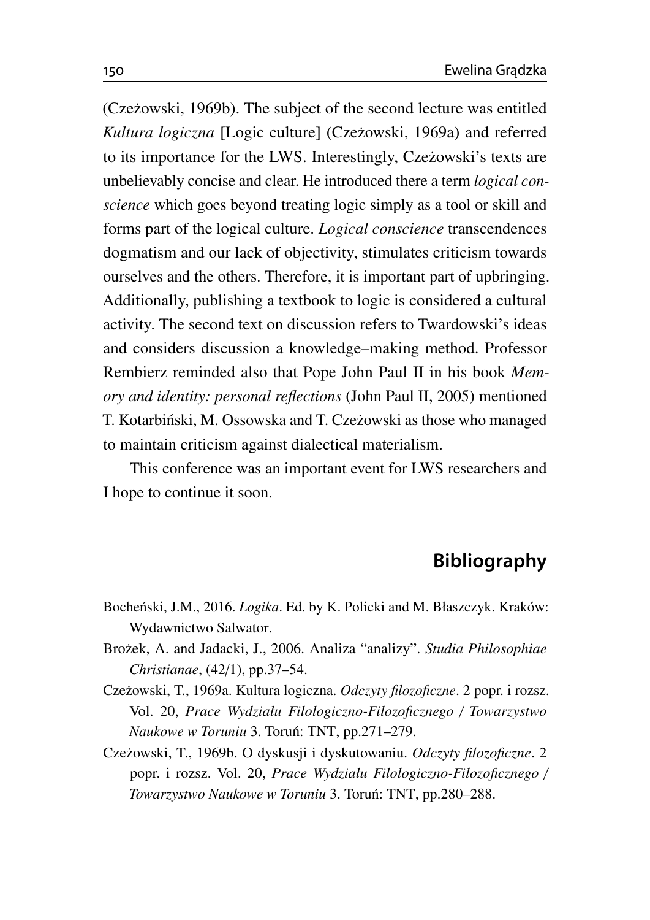(Czeżowski, 1969b). The subject of the second lecture was entitled *Kultura logiczna* [Logic culture] (Czeżowski, 1969a) and referred to its importance for the LWS. Interestingly, Czeżowski's texts are unbelievably concise and clear. He introduced there a term *logical conscience* which goes beyond treating logic simply as a tool or skill and forms part of the logical culture. *Logical conscience* transcendences dogmatism and our lack of objectivity, stimulates criticism towards ourselves and the others. Therefore, it is important part of upbringing. Additionally, publishing a textbook to logic is considered a cultural activity. The second text on discussion refers to Twardowski's ideas and considers discussion a knowledge–making method. Professor Rembierz reminded also that Pope John Paul II in his book *Memory and identity: personal reflections* (John Paul II, 2005) mentioned T. Kotarbiński, M. Ossowska and T. Czeżowski as those who managed to maintain criticism against dialectical materialism.

This conference was an important event for LWS researchers and I hope to continue it soon.

## Bibliography

Bocheński, J.M., 2016. *Logika*. Ed. by K. Policki and M. Błaszczyk. Kraków: Wydawnictwo Salwator.

Brożek, A. and Jadacki, J., 2006. Analiza "analizy". *Studia Philosophiae Christianae*, (42/1), pp.37–54.

Czeżowski, T., 1969a. Kultura logiczna. *Odczyty filozoficzne*. 2 popr. i rozsz. Vol. 20, *Prace Wydziału Filologiczno-Filozoficznego / Towarzystwo Naukowe w Toruniu* 3. Toruń: TNT, pp.271–279.

Czeżowski, T., 1969b. O dyskusji i dyskutowaniu. *Odczyty filozoficzne*. 2 popr. i rozsz. Vol. 20, *Prace Wydziału Filologiczno-Filozoficznego / Towarzystwo Naukowe w Toruniu* 3. Toruń: TNT, pp.280–288.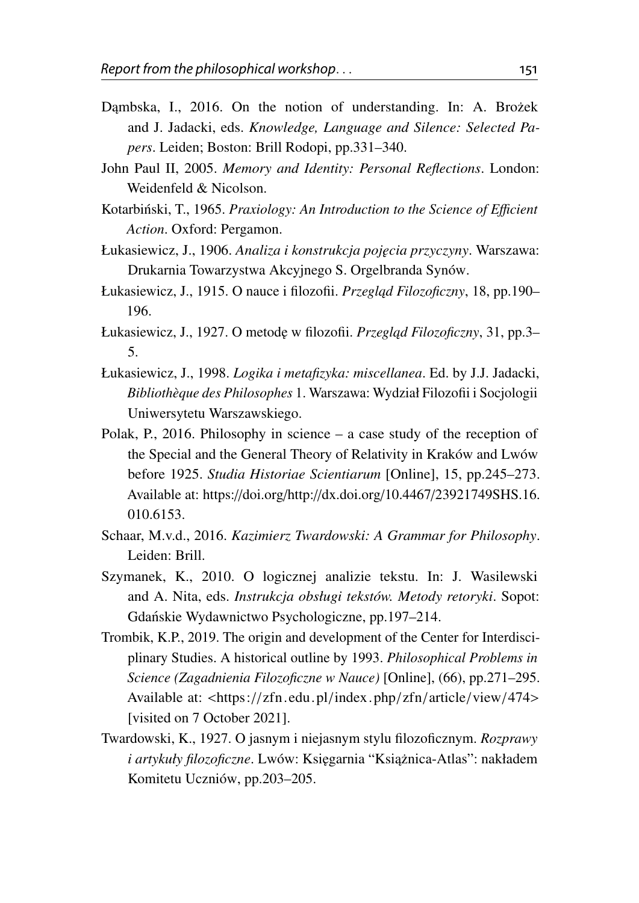Dąmbska, I., 2016. On the notion of understanding. In: A. Brożek and J. Jadacki, eds. *Knowledge, Language and Silence: Selected Papers*. Leiden; Boston: Brill Rodopi, pp.331–340.

John Paul II, 2005. *Memory and Identity: Personal Reflections*. London: Weidenfeld & Nicolson.

Kotarbiński, T., 1965. *Praxiology: An Introduction to the Science of Efficient Action*. Oxford: Pergamon.

Łukasiewicz, J., 1906. *Analiza i konstrukcja pojęcia przyczyny*. Warszawa: Drukarnia Towarzystwa Akcyjnego S. Orgelbranda Synów.

Łukasiewicz, J., 1915. O nauce i filozofii. *Przegląd Filozoficzny*, 18, pp.190–196.

Łukasiewicz, J., 1927. O metodę w filozofii. *Przegląd Filozoficzny*, 31, pp.3–5.

Łukasiewicz, J., 1998. *Logika i metafizyka: miscellanea*. Ed. by J.J. Jadacki, *Bibliothèque des Philosophes* 1. Warszawa: Wydział Filozofii i Socjologii Uniwersytetu Warszawskiego.

Polak, P., 2016. Philosophy in science – a case study of the reception of the Special and the General Theory of Relativity in Kraków and Lwów before 1925. *Studia Historiae Scientiarum* [Online], 15, pp.245–273. Available at: https://doi.org/http://dx.doi.org/10.4467/23921749SHS.16.010.6153.

Schaar, M.v.d., 2016. *Kazimierz Twardowski: A Grammar for Philosophy*. Leiden: Brill.

Szymanek, K., 2010. O logicznej analizie tekstu. In: J. Wasilewski and A. Nita, eds. *Instrukcja obsługi tekstów. Metody retoryki*. Sopot: Gdańskie Wydawnictwo Psychologiczne, pp.197–214.

Trombik, K.P., 2019. The origin and development of the Center for Interdisciplinary Studies. A historical outline by 1993. *Philosophical Problems in Science (Zagadnienia Filozoficzne w Nauce)* [Online], (66), pp.271–295. Available at: <https://zfn.edu.pl/index.php/zfn/article/view/474> [visited on 7 October 2021].

Twardowski, K., 1927. O jasnym i niejasnym stylu filozoficznym. *Rozprawy i artykuły filozoficzne*. Lwów: Księgarnia "Książnica-Atlas": nakładem Komitetu Uczniów, pp.203–205.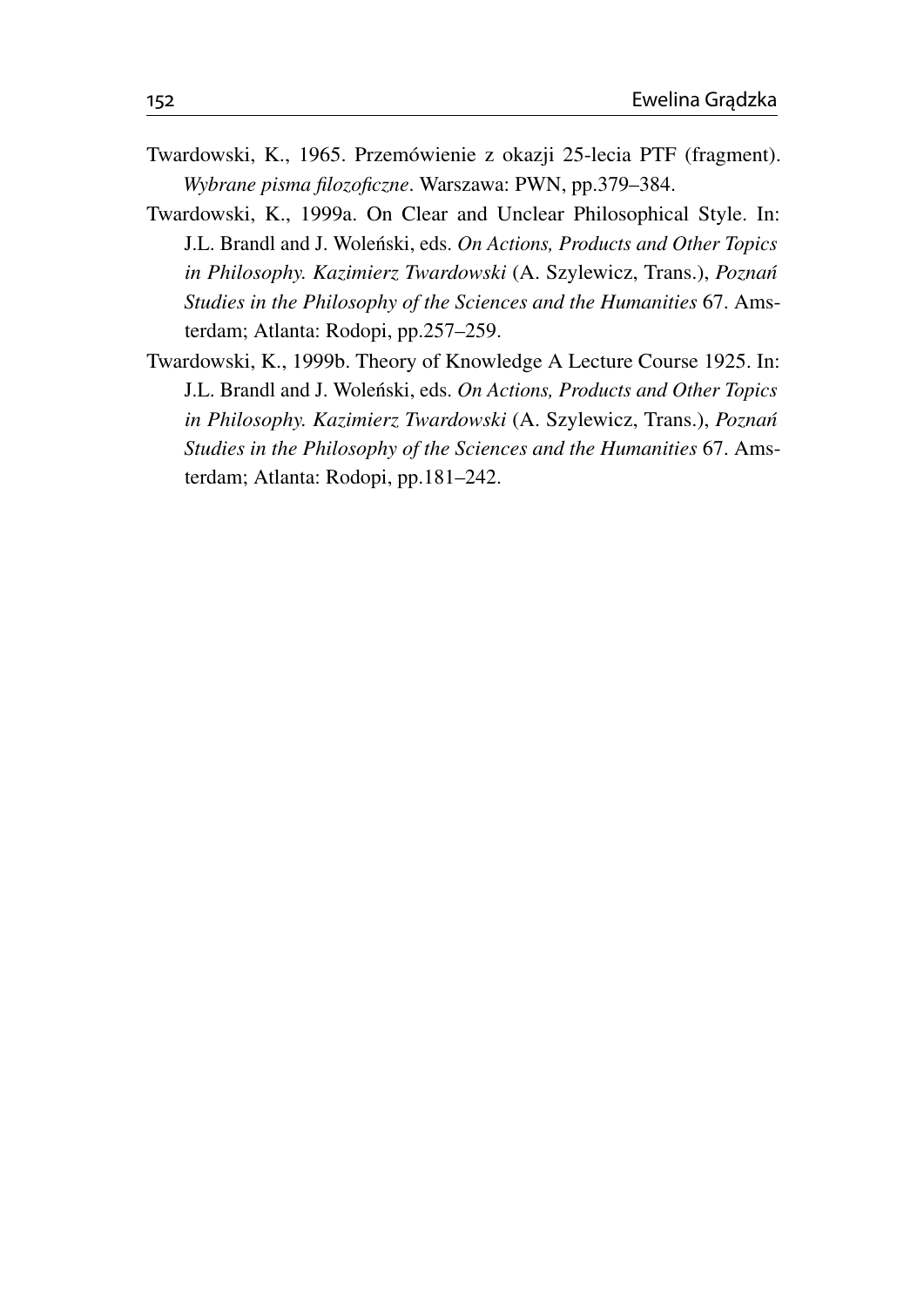Twardowski, K., 1965. Przemówienie z okazji 25-lecia PTF (fragment). *Wybrane pisma filozoficzne*. Warszawa: PWN, pp.379–384.

Twardowski, K., 1999a. On Clear and Unclear Philosophical Style. In: J.L. Brandl and J. Woleński, eds. *On Actions, Products and Other Topics in Philosophy. Kazimierz Twardowski* (A. Szylewicz, Trans.), *Poznań Studies in the Philosophy of the Sciences and the Humanities* 67. Amsterdam; Atlanta: Rodopi, pp.257–259.

Twardowski, K., 1999b. Theory of Knowledge A Lecture Course 1925. In: J.L. Brandl and J. Woleński, eds. *On Actions, Products and Other Topics in Philosophy. Kazimierz Twardowski* (A. Szylewicz, Trans.), *Poznań Studies in the Philosophy of the Sciences and the Humanities* 67. Amsterdam; Atlanta: Rodopi, pp.181–242.